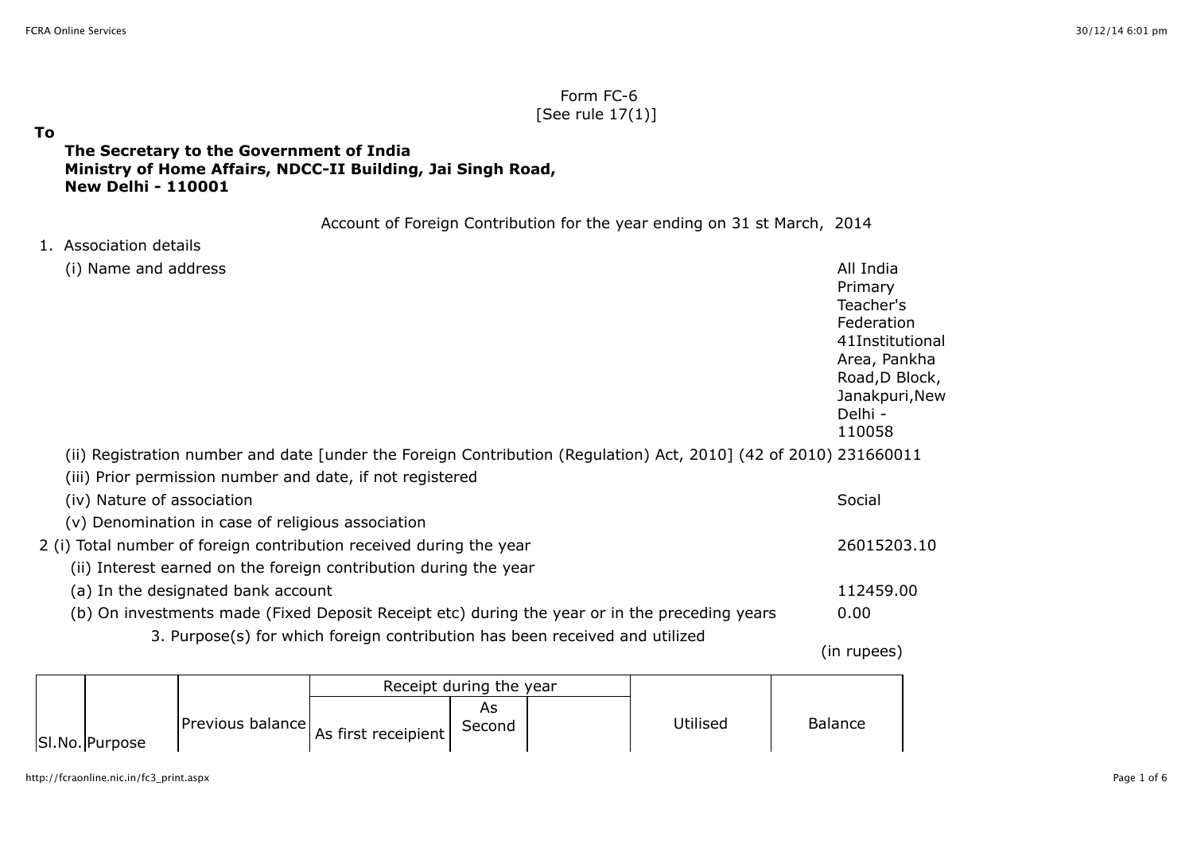Form FC-6
[See rule 17(1)]

**To**

**The Secretary to the Government of India**
**Ministry of Home Affairs, NDCC-II Building, Jai Singh Road,**
**New Delhi - 110001**

Account of Foreign Contribution for the year ending on 31 st March, 2014

1. Association details

| | |
|---|---|
| (i) Name and address | All India Primary Teacher's Federation 41Institutional Area, Pankha Road,D Block, Janakpuri,New Delhi - 110058 |
| (ii) Registration number and date [under the Foreign Contribution (Regulation) Act, 2010] (42 of 2010) | 231660011 |
| (iii) Prior permission number and date, if not registered | |
| (iv) Nature of association | Social |
| (v) Denomination in case of religious association | |
| 2 (i) Total number of foreign contribution received during the year | 26015203.10 |
| (ii) Interest earned on the foreign contribution during the year | |
| (a) In the designated bank account | 112459.00 |
| (b) On investments made (Fixed Deposit Receipt etc) during the year or in the preceding years | 0.00 |

3. Purpose(s) for which foreign contribution has been received and utilized

(in rupees)

| Sl.No. | Purpose | Previous balance | Receipt during the year | | | Utilised | Balance |
|---|---|---|---|---|---|---|---|
| | | | As first receipient | As Second | | | |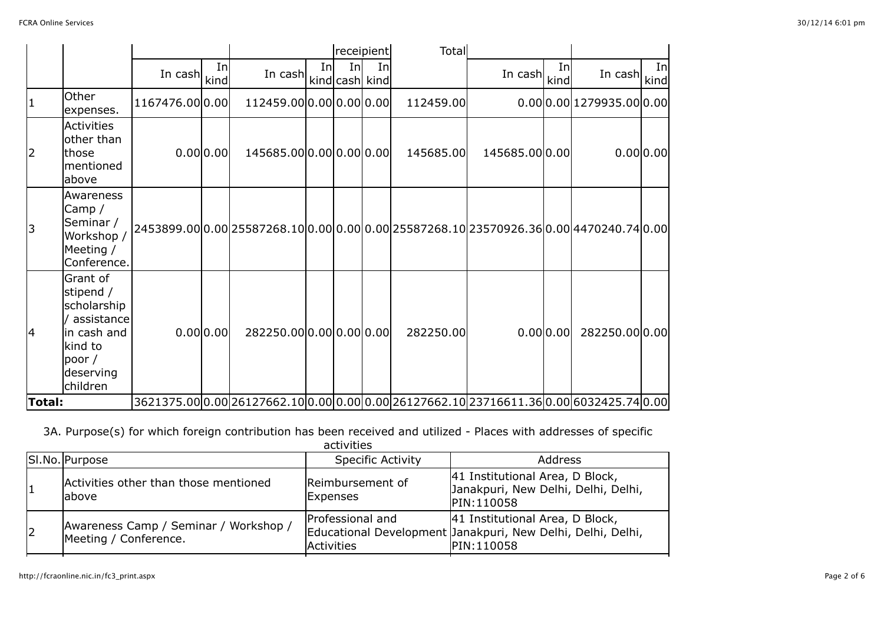| | | | | | | receipient | | Total | | | | |
|---|---|---|---|---|---|---|---|---|---|---|---|---|
| | | In cash | In kind | In cash | In kind | In cash | In kind | | In cash | In kind | In cash | In kind |
| 1 | Other expenses. | 1167476.00 | 0.00 | 112459.00 | 0.00 | 0.00 | 0.00 | 112459.00 | 0.00 | 0.00 | 1279935.00 | 0.00 |
| 2 | Activities other than those mentioned above | 0.00 | 0.00 | 145685.00 | 0.00 | 0.00 | 0.00 | 145685.00 | 145685.00 | 0.00 | 0.00 | 0.00 |
| 3 | Awareness Camp / Seminar / Workshop / Meeting / Conference. | 2453899.00 | 0.00 | 25587268.10 | 0.00 | 0.00 | 0.00 | 25587268.10 | 23570926.36 | 0.00 | 4470240.74 | 0.00 |
| 4 | Grant of stipend / scholarship / assistance in cash and kind to poor / deserving children | 0.00 | 0.00 | 282250.00 | 0.00 | 0.00 | 0.00 | 282250.00 | 0.00 | 0.00 | 282250.00 | 0.00 |
| **Total:** | | 3621375.00 | 0.00 | 26127662.10 | 0.00 | 0.00 | 0.00 | 26127662.10 | 23716611.36 | 0.00 | 6032425.74 | 0.00 |

3A. Purpose(s) for which foreign contribution has been received and utilized - Places with addresses of specific activities

| Sl.No. | Purpose | Specific Activity | Address |
|---|---|---|---|
| 1 | Activities other than those mentioned above | Reimbursement of Expenses | 41 Institutional Area, D Block, Janakpuri, New Delhi, Delhi, Delhi, PIN:110058 |
| 2 | Awareness Camp / Seminar / Workshop / Meeting / Conference. | Professional and Educational Development Activities | 41 Institutional Area, D Block, Janakpuri, New Delhi, Delhi, Delhi, PIN:110058 |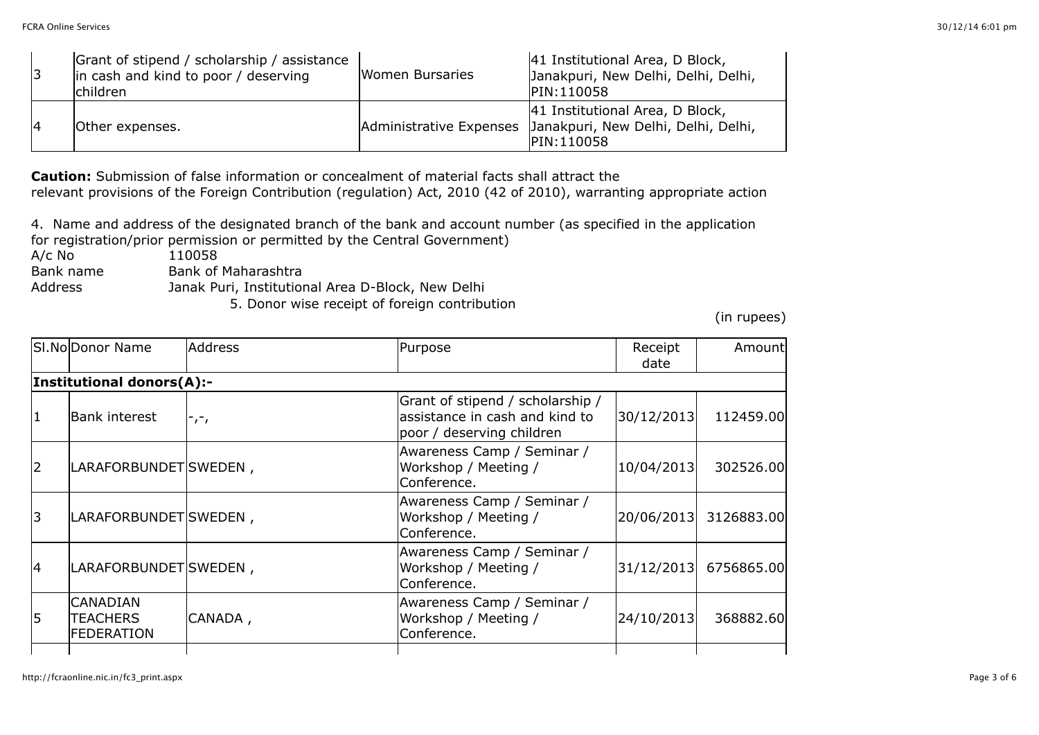| 3 | Grant of stipend / scholarship / assistance in cash and kind to poor / deserving children | Women Bursaries | 41 Institutional Area, D Block, Janakpuri, New Delhi, Delhi, Delhi, PIN:110058 |
|---|---|---|---|
| 4 | Other expenses. | Administrative Expenses | 41 Institutional Area, D Block, Janakpuri, New Delhi, Delhi, Delhi, PIN:110058 |

**Caution:** Submission of false information or concealment of material facts shall attract the relevant provisions of the Foreign Contribution (regulation) Act, 2010 (42 of 2010), warranting appropriate action

4. Name and address of the designated branch of the bank and account number (as specified in the application for registration/prior permission or permitted by the Central Government)

A/c No 110058
Bank name Bank of Maharashtra
Address Janak Puri, Institutional Area D-Block, New Delhi

5. Donor wise receipt of foreign contribution

(in rupees)

| Sl.No | Donor Name | Address | Purpose | Receipt date | Amount |
|---|---|---|---|---|---|
| **Institutional donors(A):-** | | | | | |
| 1 | Bank interest | -,-, | Grant of stipend / scholarship / assistance in cash and kind to poor / deserving children | 30/12/2013 | 112459.00 |
| 2 | LARAFORBUNDET | SWEDEN , | Awareness Camp / Seminar / Workshop / Meeting / Conference. | 10/04/2013 | 302526.00 |
| 3 | LARAFORBUNDET | SWEDEN , | Awareness Camp / Seminar / Workshop / Meeting / Conference. | 20/06/2013 | 3126883.00 |
| 4 | LARAFORBUNDET | SWEDEN , | Awareness Camp / Seminar / Workshop / Meeting / Conference. | 31/12/2013 | 6756865.00 |
| 5 | CANADIAN TEACHERS FEDERATION | CANADA , | Awareness Camp / Seminar / Workshop / Meeting / Conference. | 24/10/2013 | 368882.60 |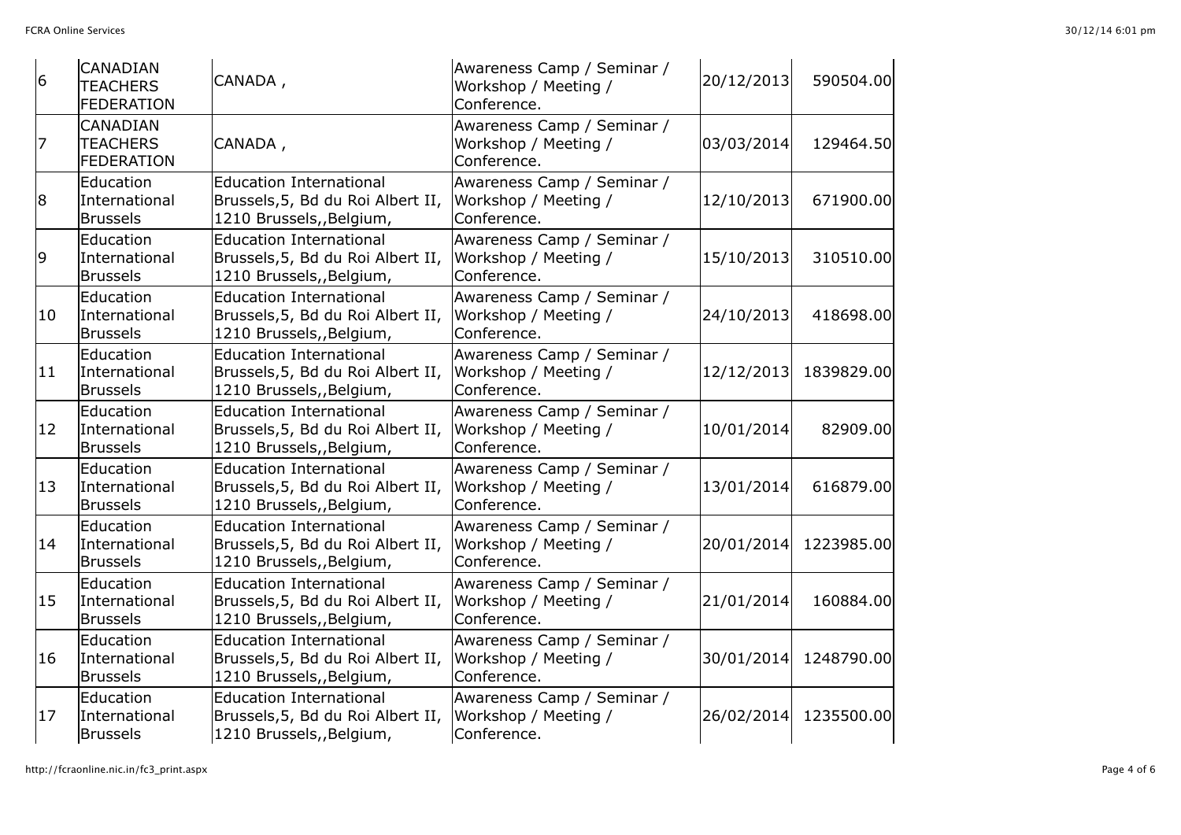| | | | | | |
|---|---|---|---|---|---|
| 6 | CANADIAN TEACHERS FEDERATION | CANADA , | Awareness Camp / Seminar / Workshop / Meeting / Conference. | 20/12/2013 | 590504.00 |
| 7 | CANADIAN TEACHERS FEDERATION | CANADA , | Awareness Camp / Seminar / Workshop / Meeting / Conference. | 03/03/2014 | 129464.50 |
| 8 | Education International Brussels | Education International Brussels,5, Bd du Roi Albert II, 1210 Brussels,,Belgium, | Awareness Camp / Seminar / Workshop / Meeting / Conference. | 12/10/2013 | 671900.00 |
| 9 | Education International Brussels | Education International Brussels,5, Bd du Roi Albert II, 1210 Brussels,,Belgium, | Awareness Camp / Seminar / Workshop / Meeting / Conference. | 15/10/2013 | 310510.00 |
| 10 | Education International Brussels | Education International Brussels,5, Bd du Roi Albert II, 1210 Brussels,,Belgium, | Awareness Camp / Seminar / Workshop / Meeting / Conference. | 24/10/2013 | 418698.00 |
| 11 | Education International Brussels | Education International Brussels,5, Bd du Roi Albert II, 1210 Brussels,,Belgium, | Awareness Camp / Seminar / Workshop / Meeting / Conference. | 12/12/2013 | 1839829.00 |
| 12 | Education International Brussels | Education International Brussels,5, Bd du Roi Albert II, 1210 Brussels,,Belgium, | Awareness Camp / Seminar / Workshop / Meeting / Conference. | 10/01/2014 | 82909.00 |
| 13 | Education International Brussels | Education International Brussels,5, Bd du Roi Albert II, 1210 Brussels,,Belgium, | Awareness Camp / Seminar / Workshop / Meeting / Conference. | 13/01/2014 | 616879.00 |
| 14 | Education International Brussels | Education International Brussels,5, Bd du Roi Albert II, 1210 Brussels,,Belgium, | Awareness Camp / Seminar / Workshop / Meeting / Conference. | 20/01/2014 | 1223985.00 |
| 15 | Education International Brussels | Education International Brussels,5, Bd du Roi Albert II, 1210 Brussels,,Belgium, | Awareness Camp / Seminar / Workshop / Meeting / Conference. | 21/01/2014 | 160884.00 |
| 16 | Education International Brussels | Education International Brussels,5, Bd du Roi Albert II, 1210 Brussels,,Belgium, | Awareness Camp / Seminar / Workshop / Meeting / Conference. | 30/01/2014 | 1248790.00 |
| 17 | Education International Brussels | Education International Brussels,5, Bd du Roi Albert II, 1210 Brussels,,Belgium, | Awareness Camp / Seminar / Workshop / Meeting / Conference. | 26/02/2014 | 1235500.00 |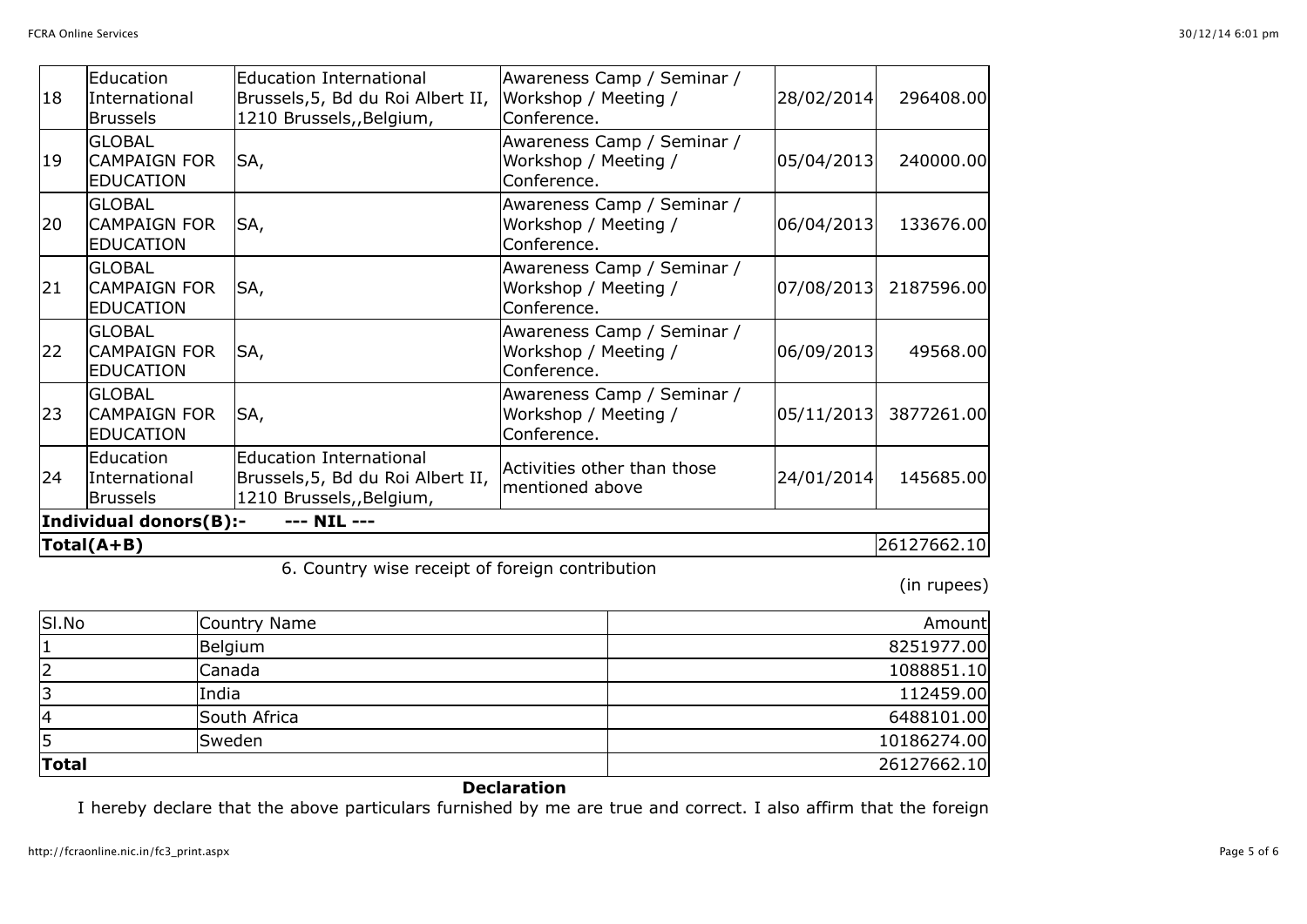| 18 | Education International Brussels | Education International Brussels,5, Bd du Roi Albert II, 1210 Brussels,,Belgium, | Awareness Camp / Seminar / Workshop / Meeting / Conference. | 28/02/2014 | 296408.00 |
|---|---|---|---|---|---|
| 19 | GLOBAL CAMPAIGN FOR EDUCATION | SA, | Awareness Camp / Seminar / Workshop / Meeting / Conference. | 05/04/2013 | 240000.00 |
| 20 | GLOBAL CAMPAIGN FOR EDUCATION | SA, | Awareness Camp / Seminar / Workshop / Meeting / Conference. | 06/04/2013 | 133676.00 |
| 21 | GLOBAL CAMPAIGN FOR EDUCATION | SA, | Awareness Camp / Seminar / Workshop / Meeting / Conference. | 07/08/2013 | 2187596.00 |
| 22 | GLOBAL CAMPAIGN FOR EDUCATION | SA, | Awareness Camp / Seminar / Workshop / Meeting / Conference. | 06/09/2013 | 49568.00 |
| 23 | GLOBAL CAMPAIGN FOR EDUCATION | SA, | Awareness Camp / Seminar / Workshop / Meeting / Conference. | 05/11/2013 | 3877261.00 |
| 24 | Education International Brussels | Education International Brussels,5, Bd du Roi Albert II, 1210 Brussels,,Belgium, | Activities other than those mentioned above | 24/01/2014 | 145685.00 |
| **Individual donors(B):-** | **--- NIL ---** | | | | |
| **Total(A+B)** | | | | | 26127662.10 |

6. Country wise receipt of foreign contribution

(in rupees)

| Sl.No | Country Name | Amount |
|---|---|---|
| 1 | Belgium | 8251977.00 |
| 2 | Canada | 1088851.10 |
| 3 | India | 112459.00 |
| 4 | South Africa | 6488101.00 |
| 5 | Sweden | 10186274.00 |
| **Total** | | 26127662.10 |

**Declaration**

I hereby declare that the above particulars furnished by me are true and correct. I also affirm that the foreign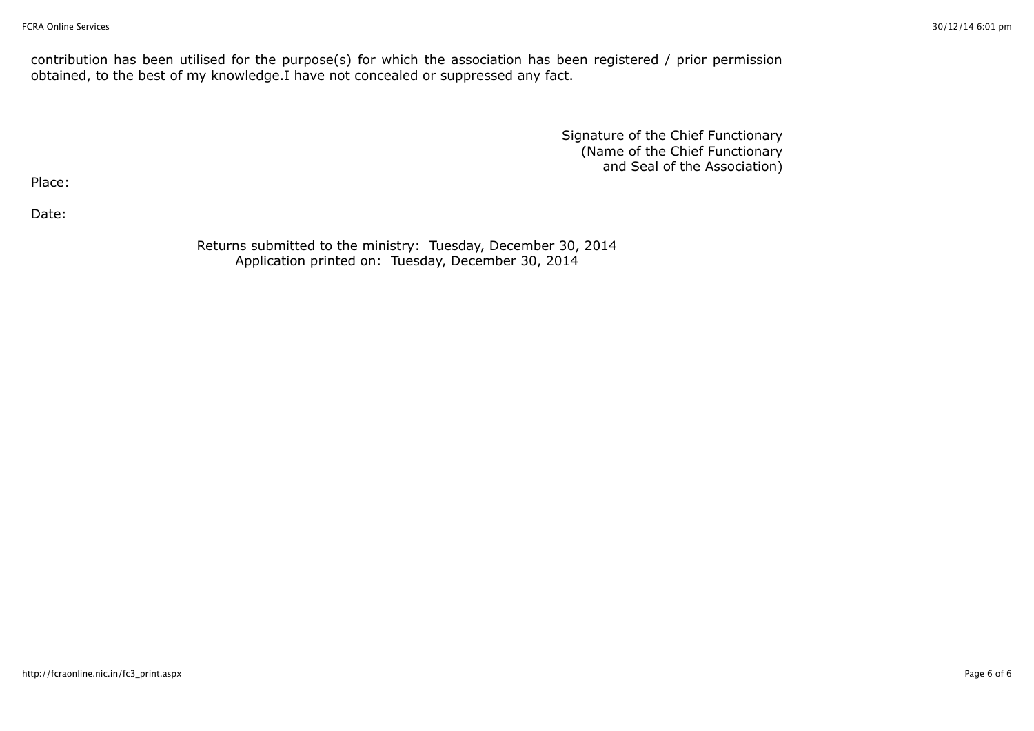contribution has been utilised for the purpose(s) for which the association has been registered / prior permission obtained, to the best of my knowledge.I have not concealed or suppressed any fact.

Signature of the Chief Functionary
(Name of the Chief Functionary
and Seal of the Association)

Place:

Date:

Returns submitted to the ministry: Tuesday, December 30, 2014
Application printed on: Tuesday, December 30, 2014